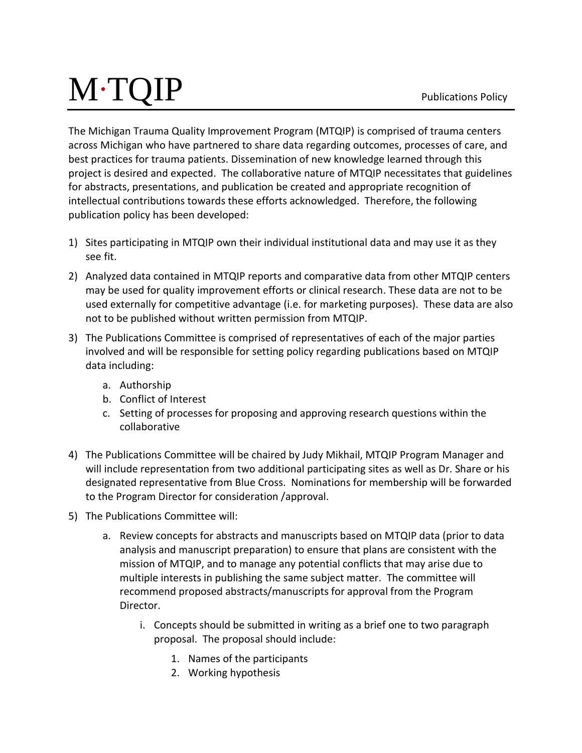# M·TQIP

Publications Policy

The Michigan Trauma Quality Improvement Program (MTQIP) is comprised of trauma centers across Michigan who have partnered to share data regarding outcomes, processes of care, and best practices for trauma patients. Dissemination of new knowledge learned through this project is desired and expected. The collaborative nature of MTQIP necessitates that guidelines for abstracts, presentations, and publication be created and appropriate recognition of intellectual contributions towards these efforts acknowledged. Therefore, the following publication policy has been developed:

1) Sites participating in MTQIP own their individual institutional data and may use it as they see fit.
2) Analyzed data contained in MTQIP reports and comparative data from other MTQIP centers may be used for quality improvement efforts or clinical research. These data are not to be used externally for competitive advantage (i.e. for marketing purposes). These data are also not to be published without written permission from MTQIP.
3) The Publications Committee is comprised of representatives of each of the major parties involved and will be responsible for setting policy regarding publications based on MTQIP data including:
    a. Authorship
    b. Conflict of Interest
    c. Setting of processes for proposing and approving research questions within the collaborative
4) The Publications Committee will be chaired by Judy Mikhail, MTQIP Program Manager and will include representation from two additional participating sites as well as Dr. Share or his designated representative from Blue Cross. Nominations for membership will be forwarded to the Program Director for consideration /approval.
5) The Publications Committee will:
    a. Review concepts for abstracts and manuscripts based on MTQIP data (prior to data analysis and manuscript preparation) to ensure that plans are consistent with the mission of MTQIP, and to manage any potential conflicts that may arise due to multiple interests in publishing the same subject matter. The committee will recommend proposed abstracts/manuscripts for approval from the Program Director.
        i. Concepts should be submitted in writing as a brief one to two paragraph proposal. The proposal should include:
            1. Names of the participants
            2. Working hypothesis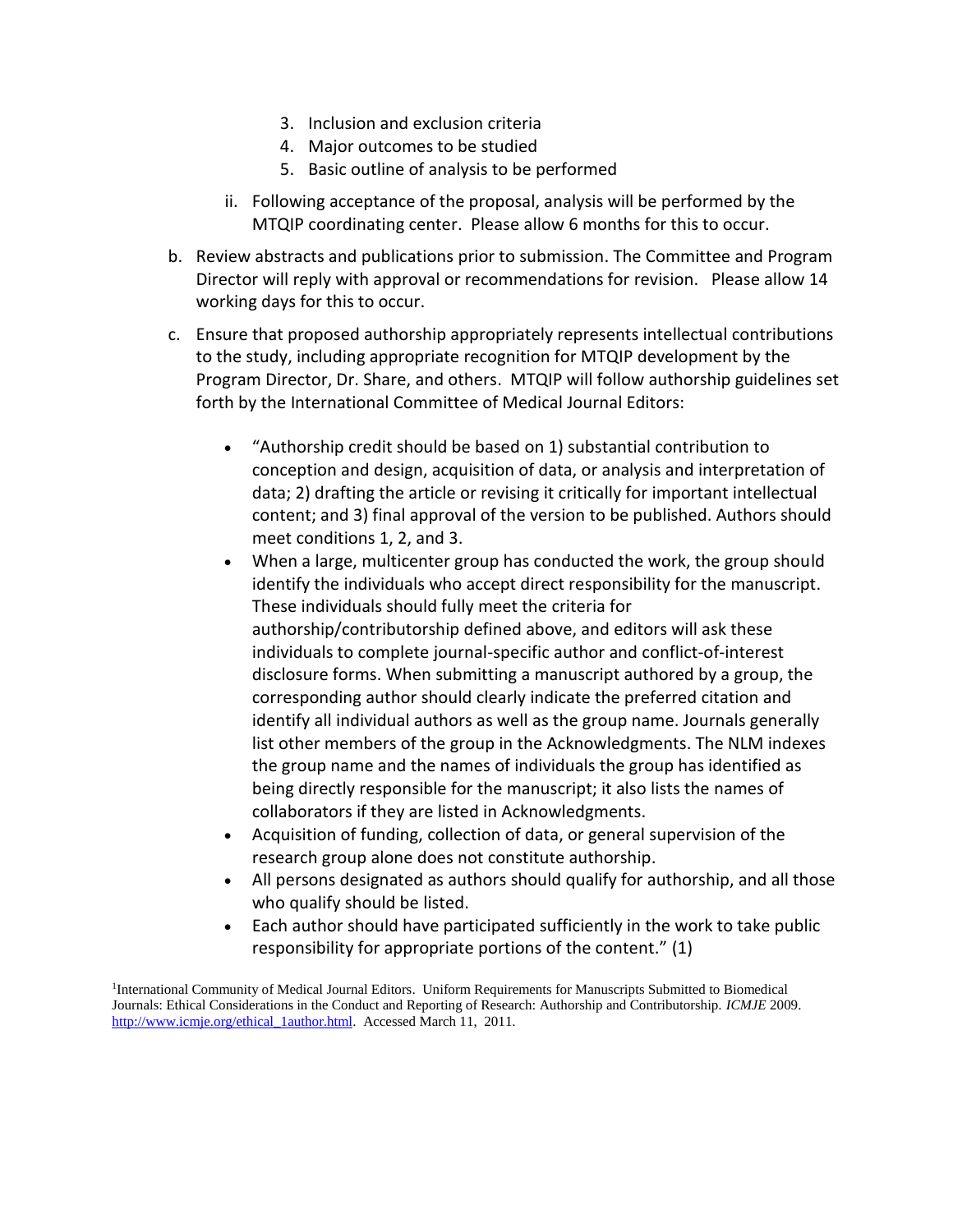3. Inclusion and exclusion criteria
4. Major outcomes to be studied
5. Basic outline of analysis to be performed

ii. Following acceptance of the proposal, analysis will be performed by the MTQIP coordinating center. Please allow 6 months for this to occur.

b. Review abstracts and publications prior to submission. The Committee and Program Director will reply with approval or recommendations for revision. Please allow 14 working days for this to occur.

c. Ensure that proposed authorship appropriately represents intellectual contributions to the study, including appropriate recognition for MTQIP development by the Program Director, Dr. Share, and others. MTQIP will follow authorship guidelines set forth by the International Committee of Medical Journal Editors:

- "Authorship credit should be based on 1) substantial contribution to conception and design, acquisition of data, or analysis and interpretation of data; 2) drafting the article or revising it critically for important intellectual content; and 3) final approval of the version to be published. Authors should meet conditions 1, 2, and 3.
- When a large, multicenter group has conducted the work, the group should identify the individuals who accept direct responsibility for the manuscript. These individuals should fully meet the criteria for authorship/contributorship defined above, and editors will ask these individuals to complete journal-specific author and conflict-of-interest disclosure forms. When submitting a manuscript authored by a group, the corresponding author should clearly indicate the preferred citation and identify all individual authors as well as the group name. Journals generally list other members of the group in the Acknowledgments. The NLM indexes the group name and the names of individuals the group has identified as being directly responsible for the manuscript; it also lists the names of collaborators if they are listed in Acknowledgments.
- Acquisition of funding, collection of data, or general supervision of the research group alone does not constitute authorship.
- All persons designated as authors should qualify for authorship, and all those who qualify should be listed.
- Each author should have participated sufficiently in the work to take public responsibility for appropriate portions of the content." (1)

[1]International Community of Medical Journal Editors. Uniform Requirements for Manuscripts Submitted to Biomedical Journals: Ethical Considerations in the Conduct and Reporting of Research: Authorship and Contributorship. *ICMJE* 2009. http://www.icmje.org/ethical_1author.html. Accessed March 11, 2011.